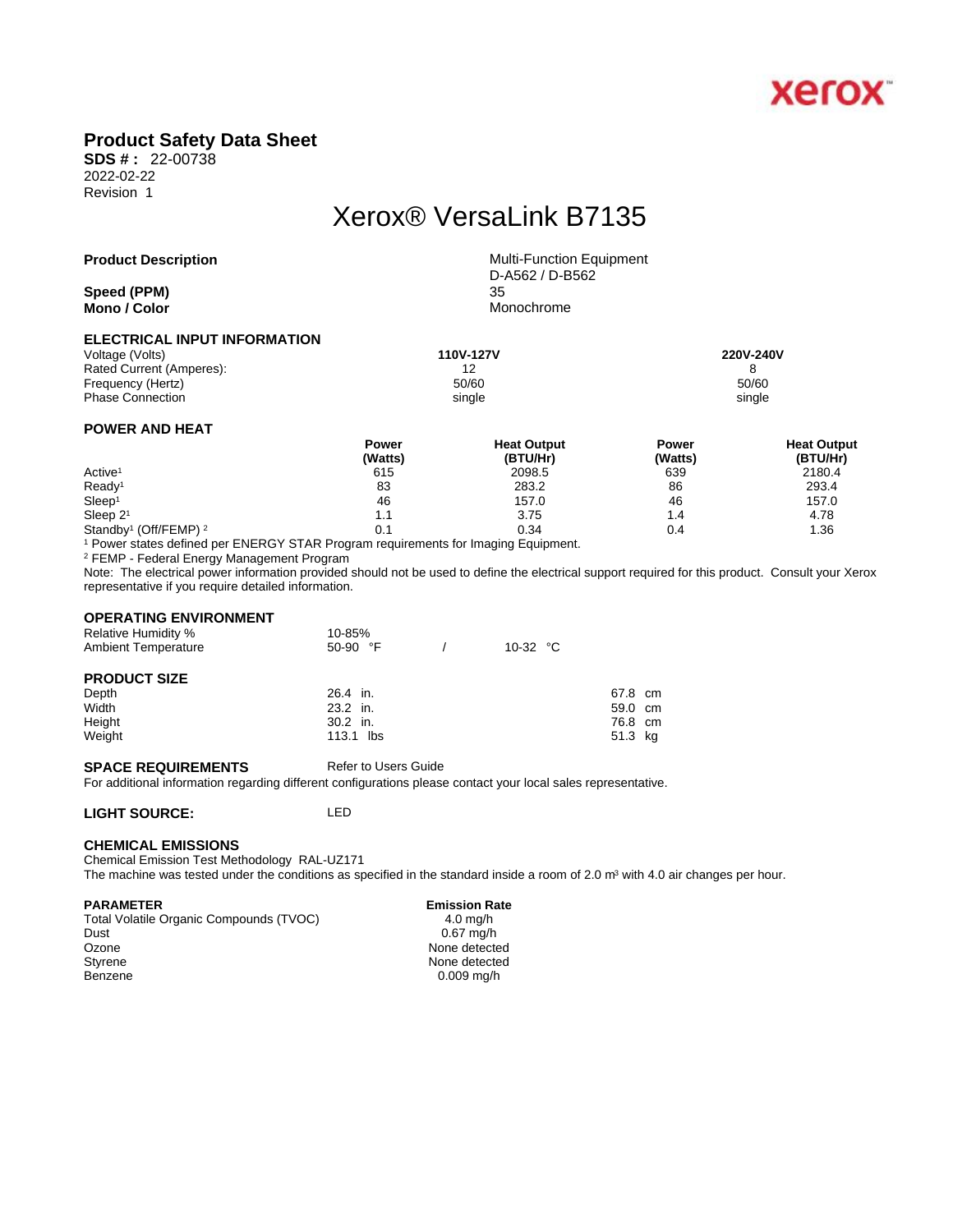# Product Safety Data Sheet

**SDS # :** 22-00738
2022-02-22
Revision 1

## Xerox® VersaLink B7135

| | |
|---|---|
| **Product Description** | Multi-Function Equipment<br>D-A562 / D-B562 |
| **Speed (PPM)** | 35 |
| **Mono / Color** | Monochrome |

### ELECTRICAL INPUT INFORMATION

| | | |
|---|---|---|
| Voltage (Volts) | **110V-127V** | **220V-240V** |
| Rated Current (Amperes): | 12 | 8 |
| Frequency (Hertz) | 50/60 | 50/60 |
| Phase Connection | single | single |

### POWER AND HEAT

| | Power (Watts) | Heat Output (BTU/Hr) | Power (Watts) | Heat Output (BTU/Hr) |
|---|---|---|---|---|
| Active[1] | 615 | 2098.5 | 639 | 2180.4 |
| Ready[1] | 83 | 283.2 | 86 | 293.4 |
| Sleep[1] | 46 | 157.0 | 46 | 157.0 |
| Sleep 2[1] | 1.1 | 3.75 | 1.4 | 4.78 |
| Standby[1] (Off/FEMP) [2] | 0.1 | 0.34 | 0.4 | 1.36 |

[1] Power states defined per ENERGY STAR Program requirements for Imaging Equipment.
[2] FEMP - Federal Energy Management Program
Note: The electrical power information provided should not be used to define the electrical support required for this product. Consult your Xerox representative if you require detailed information.

### OPERATING ENVIRONMENT

| | | |
|---|---|---|
| Relative Humidity % | 10-85% | |
| Ambient Temperature | 50-90 °F / | 10-32 °C |

### PRODUCT SIZE

| | | |
|---|---|---|
| Depth | 26.4 in. | 67.8 cm |
| Width | 23.2 in. | 59.0 cm |
| Height | 30.2 in. | 76.8 cm |
| Weight | 113.1 lbs | 51.3 kg |

**SPACE REQUIREMENTS** Refer to Users Guide
For additional information regarding different configurations please contact your local sales representative.

**LIGHT SOURCE:** LED

### CHEMICAL EMISSIONS

Chemical Emission Test Methodology RAL-UZ171
The machine was tested under the conditions as specified in the standard inside a room of 2.0 m³ with 4.0 air changes per hour.

| PARAMETER | Emission Rate |
|---|---|
| Total Volatile Organic Compounds (TVOC) | 4.0 mg/h |
| Dust | 0.67 mg/h |
| Ozone | None detected |
| Styrene | None detected |
| Benzene | 0.009 mg/h |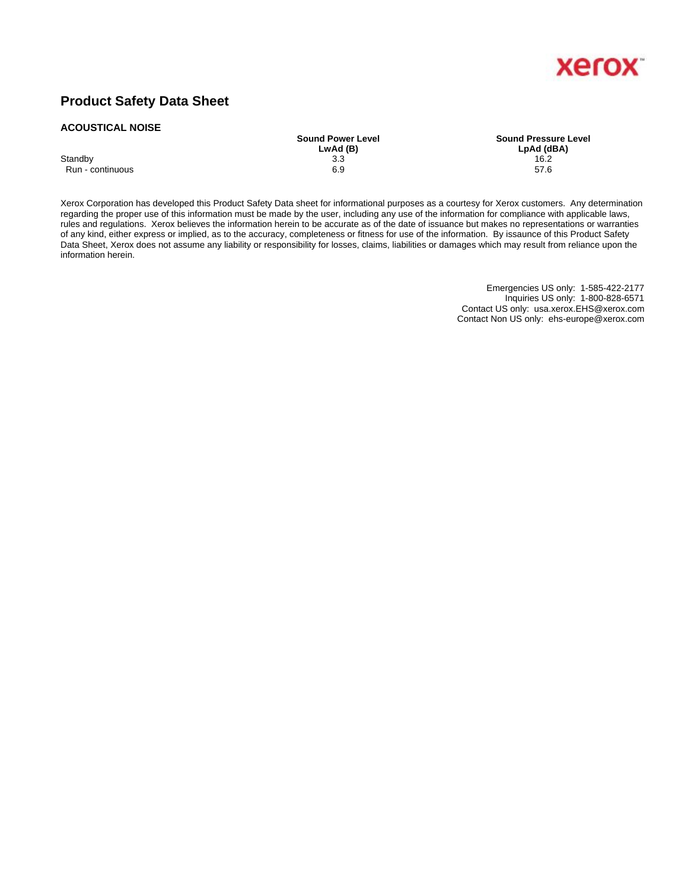# Product Safety Data Sheet

## ACOUSTICAL NOISE

| | Sound Power Level LwAd (B) | Sound Pressure Level LpAd (dBA) |
|---|---|---|
| Standby | 3.3 | 16.2 |
| Run - continuous | 6.9 | 57.6 |

Xerox Corporation has developed this Product Safety Data sheet for informational purposes as a courtesy for Xerox customers. Any determination regarding the proper use of this information must be made by the user, including any use of the information for compliance with applicable laws, rules and regulations. Xerox believes the information herein to be accurate as of the date of issuance but makes no representations or warranties of any kind, either express or implied, as to the accuracy, completeness or fitness for use of the information. By issuance of this Product Safety Data Sheet, Xerox does not assume any liability or responsibility for losses, claims, liabilities or damages which may result from reliance upon the information herein.

Emergencies US only: 1-585-422-2177
Inquiries US only: 1-800-828-6571
Contact US only: usa.xerox.EHS@xerox.com
Contact Non US only: ehs-europe@xerox.com